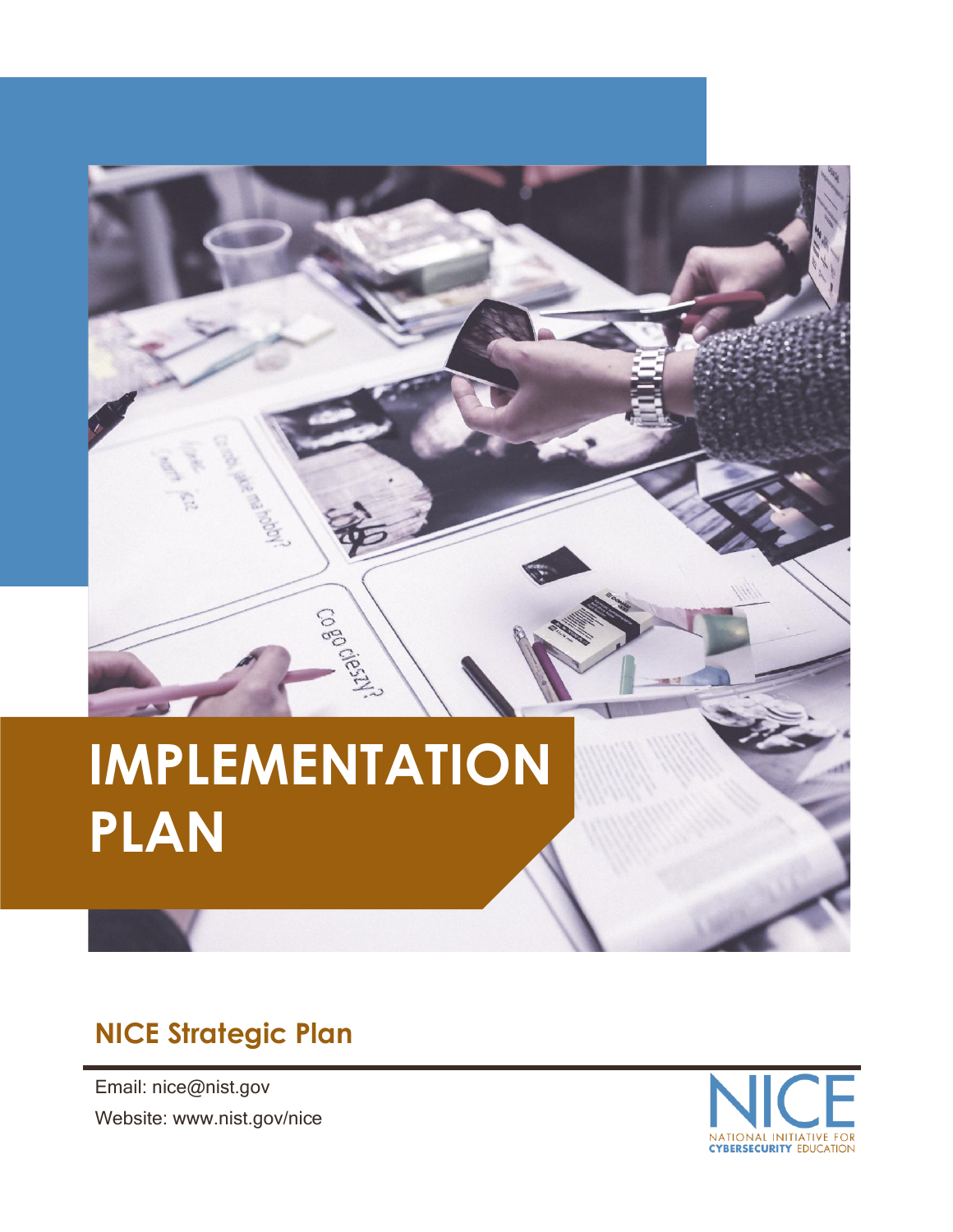# IMPLEMENTATION PLAN

## NICE Strategic Plan

Email: nice@nist.gov

Website: www.nist.gov/nice

NICE
NATIONAL INITIATIVE FOR CYBERSECURITY EDUCATION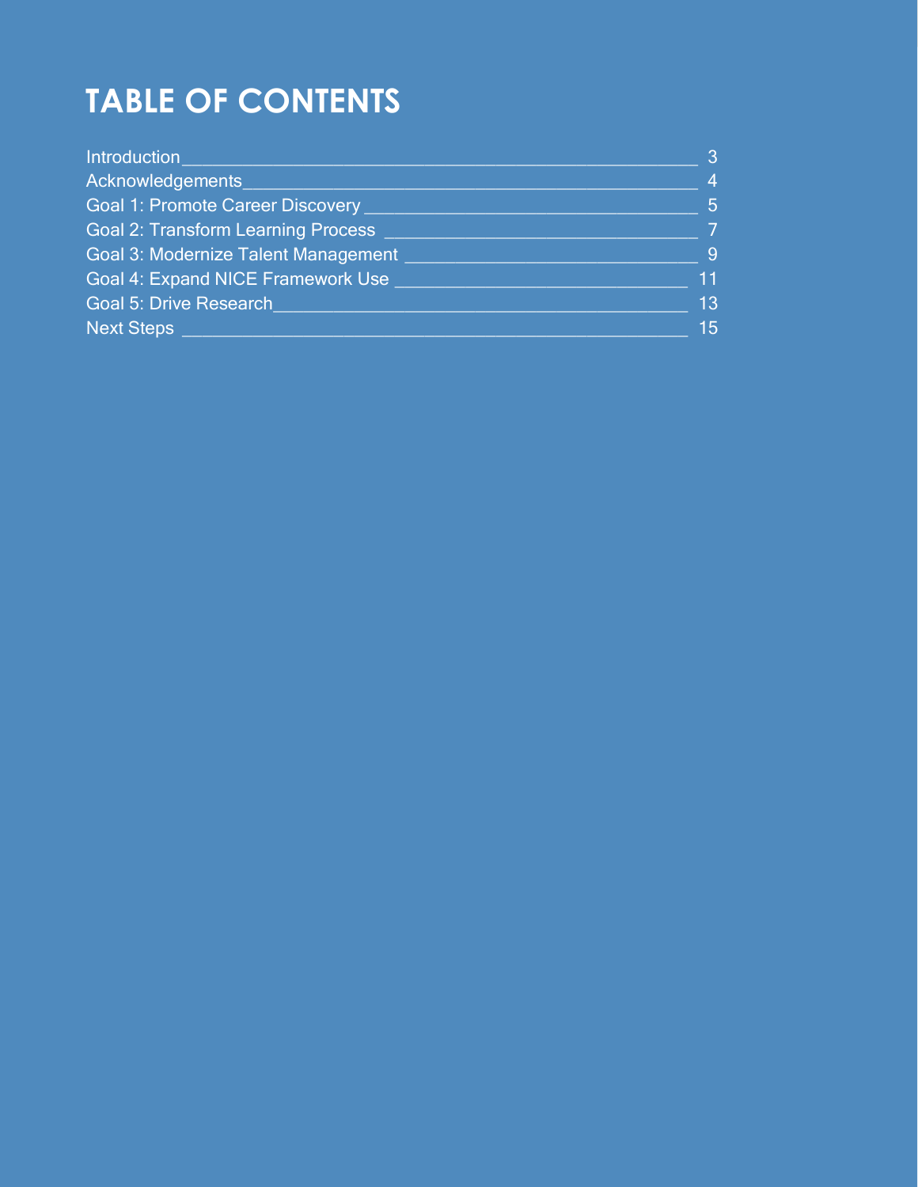# TABLE OF CONTENTS

| | |
|---|---|
| Introduction | 3 |
| Acknowledgements | 4 |
| Goal 1: Promote Career Discovery | 5 |
| Goal 2: Transform Learning Process | 7 |
| Goal 3: Modernize Talent Management | 9 |
| Goal 4: Expand NICE Framework Use | 11 |
| Goal 5: Drive Research | 13 |
| Next Steps | 15 |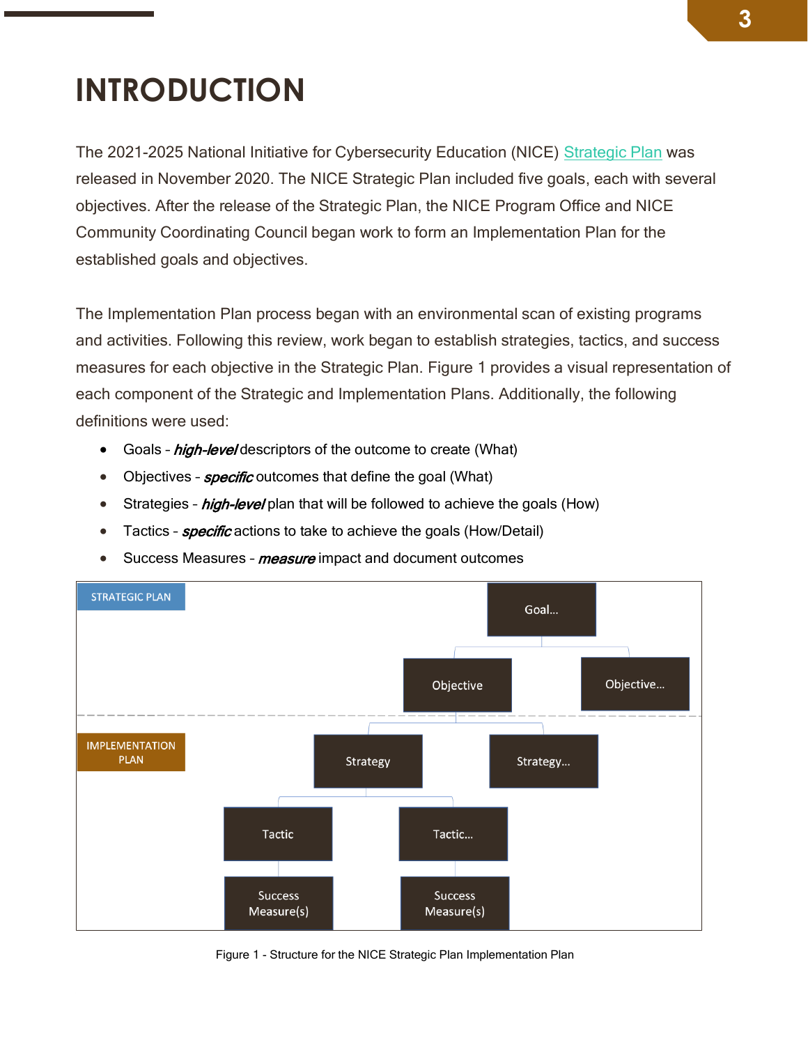# INTRODUCTION

The 2021-2025 National Initiative for Cybersecurity Education (NICE) Strategic Plan was released in November 2020. The NICE Strategic Plan included five goals, each with several objectives. After the release of the Strategic Plan, the NICE Program Office and NICE Community Coordinating Council began work to form an Implementation Plan for the established goals and objectives.

The Implementation Plan process began with an environmental scan of existing programs and activities. Following this review, work began to establish strategies, tactics, and success measures for each objective in the Strategic Plan. Figure 1 provides a visual representation of each component of the Strategic and Implementation Plans. Additionally, the following definitions were used:

- Goals - ***high-level*** descriptors of the outcome to create (What)
- Objectives - ***specific*** outcomes that define the goal (What)
- Strategies - ***high-level*** plan that will be followed to achieve the goals (How)
- Tactics - ***specific*** actions to take to achieve the goals (How/Detail)
- Success Measures - ***measure*** impact and document outcomes

STRATEGIC PLAN

Goal...

Objective | Objective...

IMPLEMENTATION PLAN

Strategy | Strategy...

Tactic | Tactic...

Success Measure(s) | Success Measure(s)

Figure 1 - Structure for the NICE Strategic Plan Implementation Plan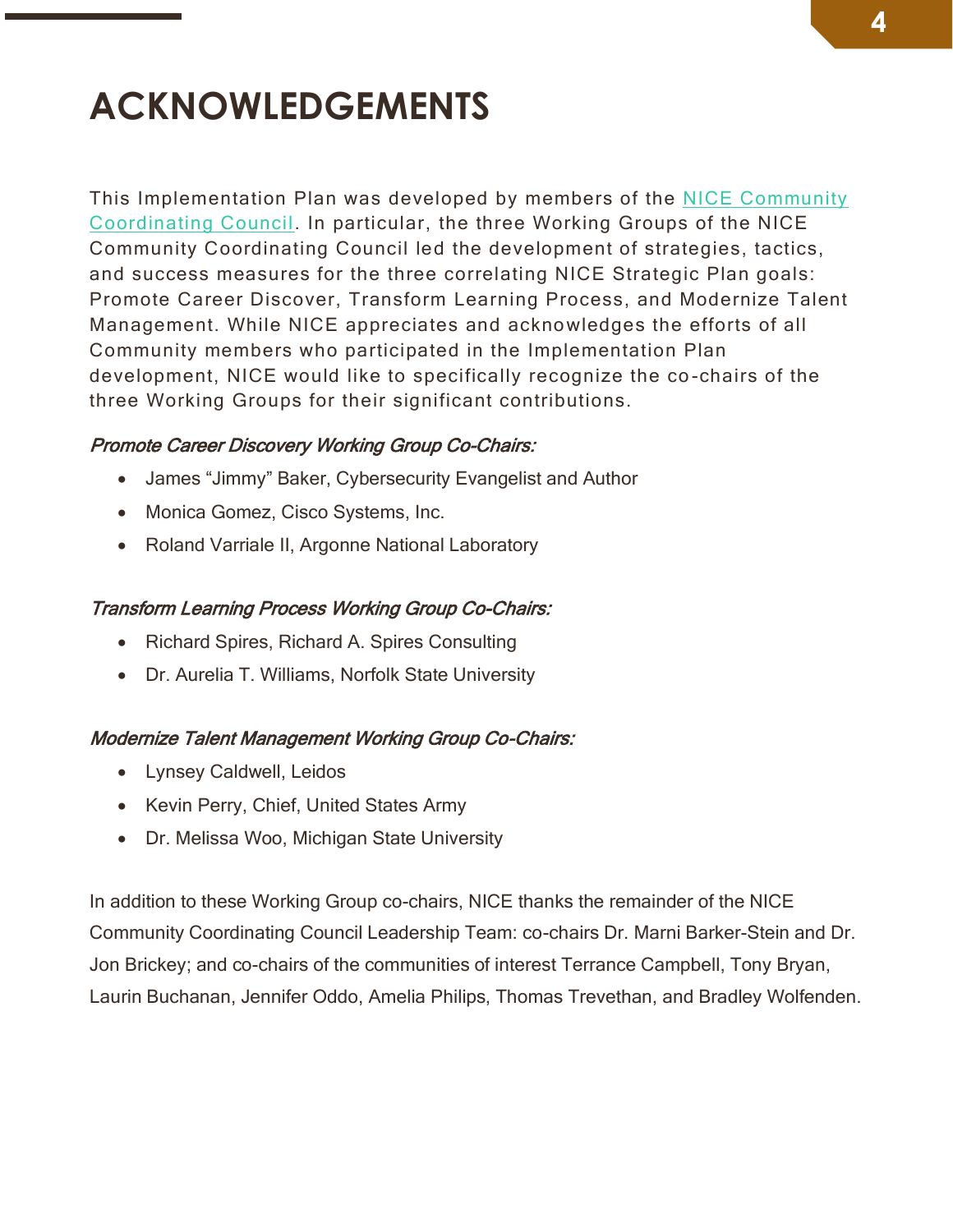# ACKNOWLEDGEMENTS

This Implementation Plan was developed by members of the NICE Community Coordinating Council. In particular, the three Working Groups of the NICE Community Coordinating Council led the development of strategies, tactics, and success measures for the three correlating NICE Strategic Plan goals: Promote Career Discover, Transform Learning Process, and Modernize Talent Management. While NICE appreciates and acknowledges the efforts of all Community members who participated in the Implementation Plan development, NICE would like to specifically recognize the co-chairs of the three Working Groups for their significant contributions.

*Promote Career Discovery Working Group Co-Chairs:*

- James "Jimmy" Baker, Cybersecurity Evangelist and Author
- Monica Gomez, Cisco Systems, Inc.
- Roland Varriale II, Argonne National Laboratory

*Transform Learning Process Working Group Co-Chairs:*

- Richard Spires, Richard A. Spires Consulting
- Dr. Aurelia T. Williams, Norfolk State University

*Modernize Talent Management Working Group Co-Chairs:*

- Lynsey Caldwell, Leidos
- Kevin Perry, Chief, United States Army
- Dr. Melissa Woo, Michigan State University

In addition to these Working Group co-chairs, NICE thanks the remainder of the NICE Community Coordinating Council Leadership Team: co-chairs Dr. Marni Barker-Stein and Dr. Jon Brickey; and co-chairs of the communities of interest Terrance Campbell, Tony Bryan, Laurin Buchanan, Jennifer Oddo, Amelia Philips, Thomas Trevethan, and Bradley Wolfenden.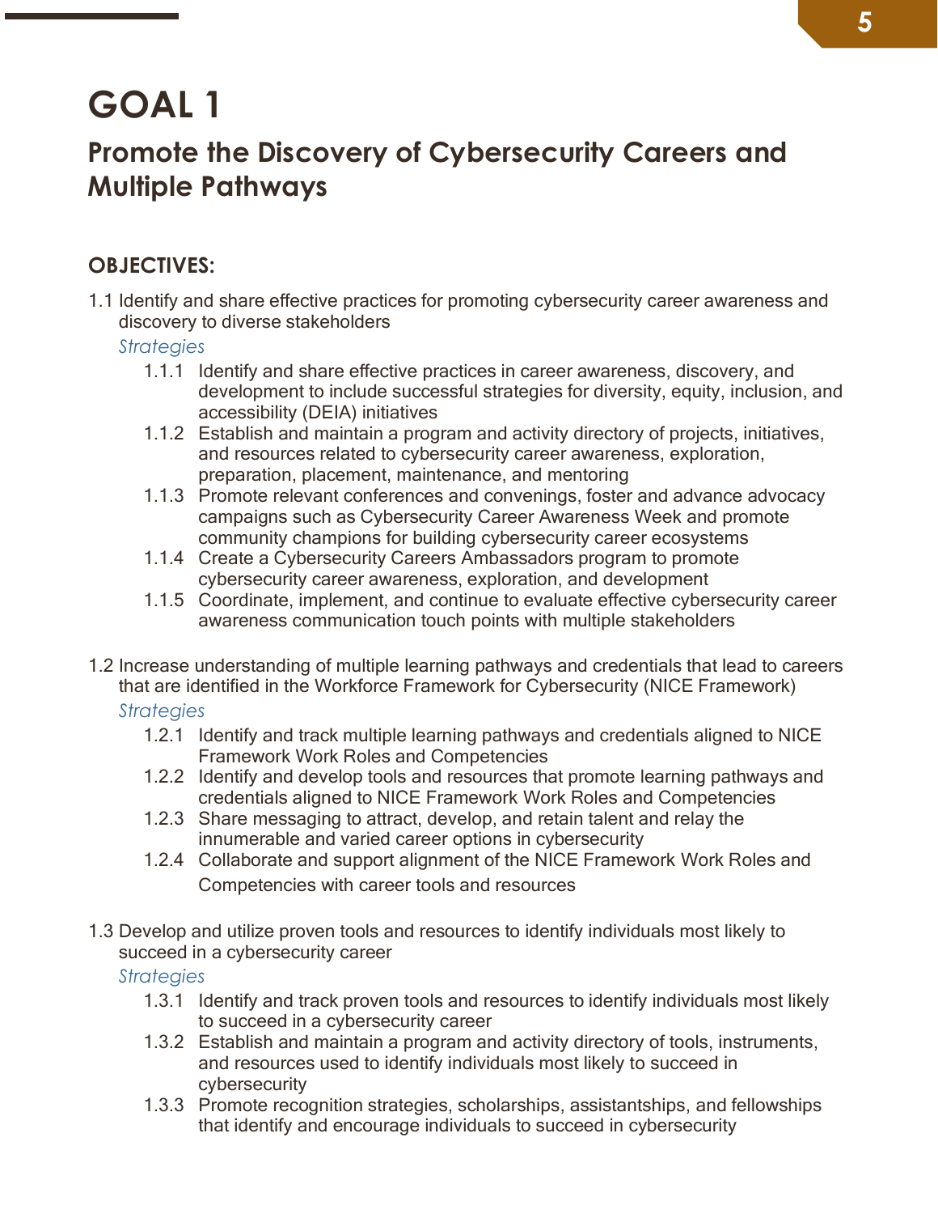# GOAL 1

## Promote the Discovery of Cybersecurity Careers and Multiple Pathways

### OBJECTIVES:

1.1 Identify and share effective practices for promoting cybersecurity career awareness and discovery to diverse stakeholders

*Strategies*

- 1.1.1 Identify and share effective practices in career awareness, discovery, and development to include successful strategies for diversity, equity, inclusion, and accessibility (DEIA) initiatives
- 1.1.2 Establish and maintain a program and activity directory of projects, initiatives, and resources related to cybersecurity career awareness, exploration, preparation, placement, maintenance, and mentoring
- 1.1.3 Promote relevant conferences and convenings, foster and advance advocacy campaigns such as Cybersecurity Career Awareness Week and promote community champions for building cybersecurity career ecosystems
- 1.1.4 Create a Cybersecurity Careers Ambassadors program to promote cybersecurity career awareness, exploration, and development
- 1.1.5 Coordinate, implement, and continue to evaluate effective cybersecurity career awareness communication touch points with multiple stakeholders

1.2 Increase understanding of multiple learning pathways and credentials that lead to careers that are identified in the Workforce Framework for Cybersecurity (NICE Framework)

*Strategies*

- 1.2.1 Identify and track multiple learning pathways and credentials aligned to NICE Framework Work Roles and Competencies
- 1.2.2 Identify and develop tools and resources that promote learning pathways and credentials aligned to NICE Framework Work Roles and Competencies
- 1.2.3 Share messaging to attract, develop, and retain talent and relay the innumerable and varied career options in cybersecurity
- 1.2.4 Collaborate and support alignment of the NICE Framework Work Roles and Competencies with career tools and resources

1.3 Develop and utilize proven tools and resources to identify individuals most likely to succeed in a cybersecurity career

*Strategies*

- 1.3.1 Identify and track proven tools and resources to identify individuals most likely to succeed in a cybersecurity career
- 1.3.2 Establish and maintain a program and activity directory of tools, instruments, and resources used to identify individuals most likely to succeed in cybersecurity
- 1.3.3 Promote recognition strategies, scholarships, assistantships, and fellowships that identify and encourage individuals to succeed in cybersecurity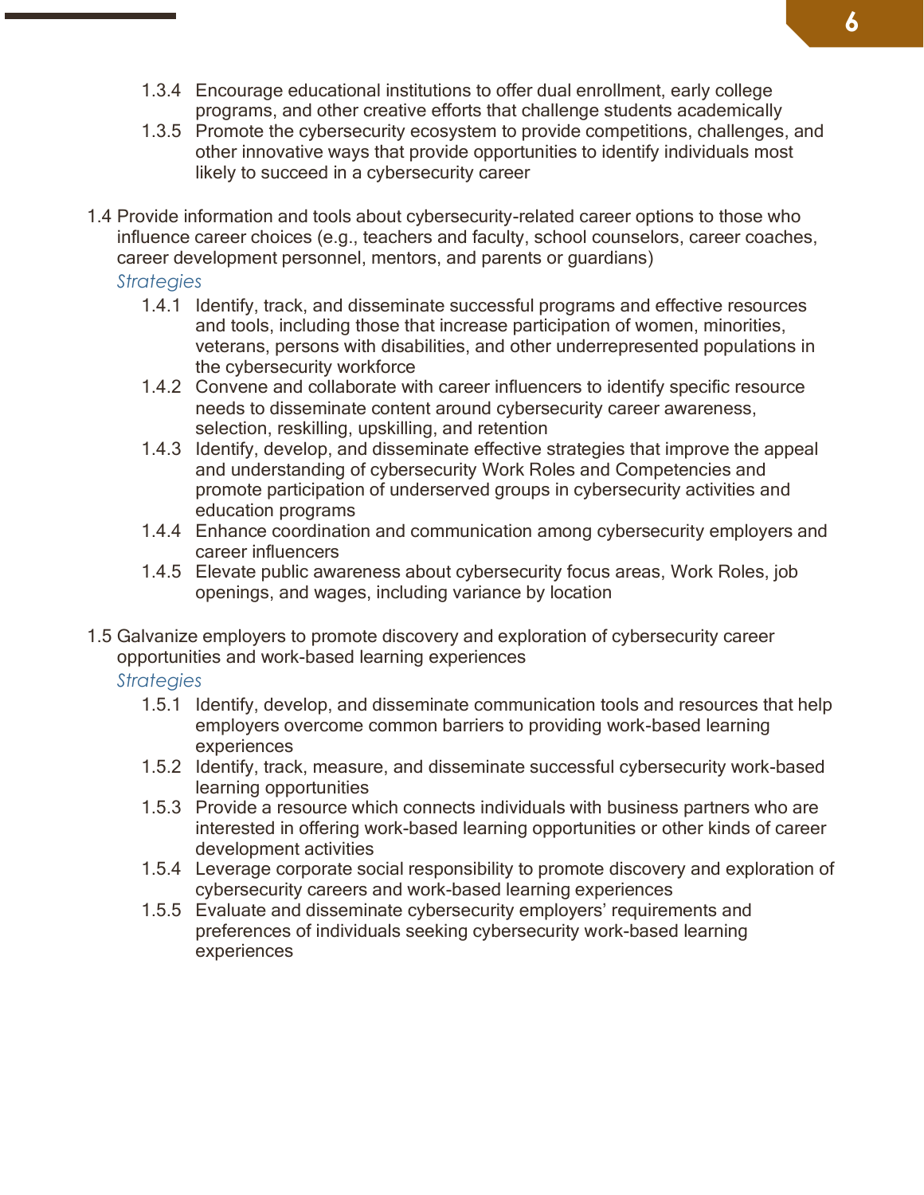1.3.4 Encourage educational institutions to offer dual enrollment, early college programs, and other creative efforts that challenge students academically

1.3.5 Promote the cybersecurity ecosystem to provide competitions, challenges, and other innovative ways that provide opportunities to identify individuals most likely to succeed in a cybersecurity career

1.4 Provide information and tools about cybersecurity-related career options to those who influence career choices (e.g., teachers and faculty, school counselors, career coaches, career development personnel, mentors, and parents or guardians)

*Strategies*

1.4.1 Identify, track, and disseminate successful programs and effective resources and tools, including those that increase participation of women, minorities, veterans, persons with disabilities, and other underrepresented populations in the cybersecurity workforce

1.4.2 Convene and collaborate with career influencers to identify specific resource needs to disseminate content around cybersecurity career awareness, selection, reskilling, upskilling, and retention

1.4.3 Identify, develop, and disseminate effective strategies that improve the appeal and understanding of cybersecurity Work Roles and Competencies and promote participation of underserved groups in cybersecurity activities and education programs

1.4.4 Enhance coordination and communication among cybersecurity employers and career influencers

1.4.5 Elevate public awareness about cybersecurity focus areas, Work Roles, job openings, and wages, including variance by location

1.5 Galvanize employers to promote discovery and exploration of cybersecurity career opportunities and work-based learning experiences

*Strategies*

1.5.1 Identify, develop, and disseminate communication tools and resources that help employers overcome common barriers to providing work-based learning experiences

1.5.2 Identify, track, measure, and disseminate successful cybersecurity work-based learning opportunities

1.5.3 Provide a resource which connects individuals with business partners who are interested in offering work-based learning opportunities or other kinds of career development activities

1.5.4 Leverage corporate social responsibility to promote discovery and exploration of cybersecurity careers and work-based learning experiences

1.5.5 Evaluate and disseminate cybersecurity employers' requirements and preferences of individuals seeking cybersecurity work-based learning experiences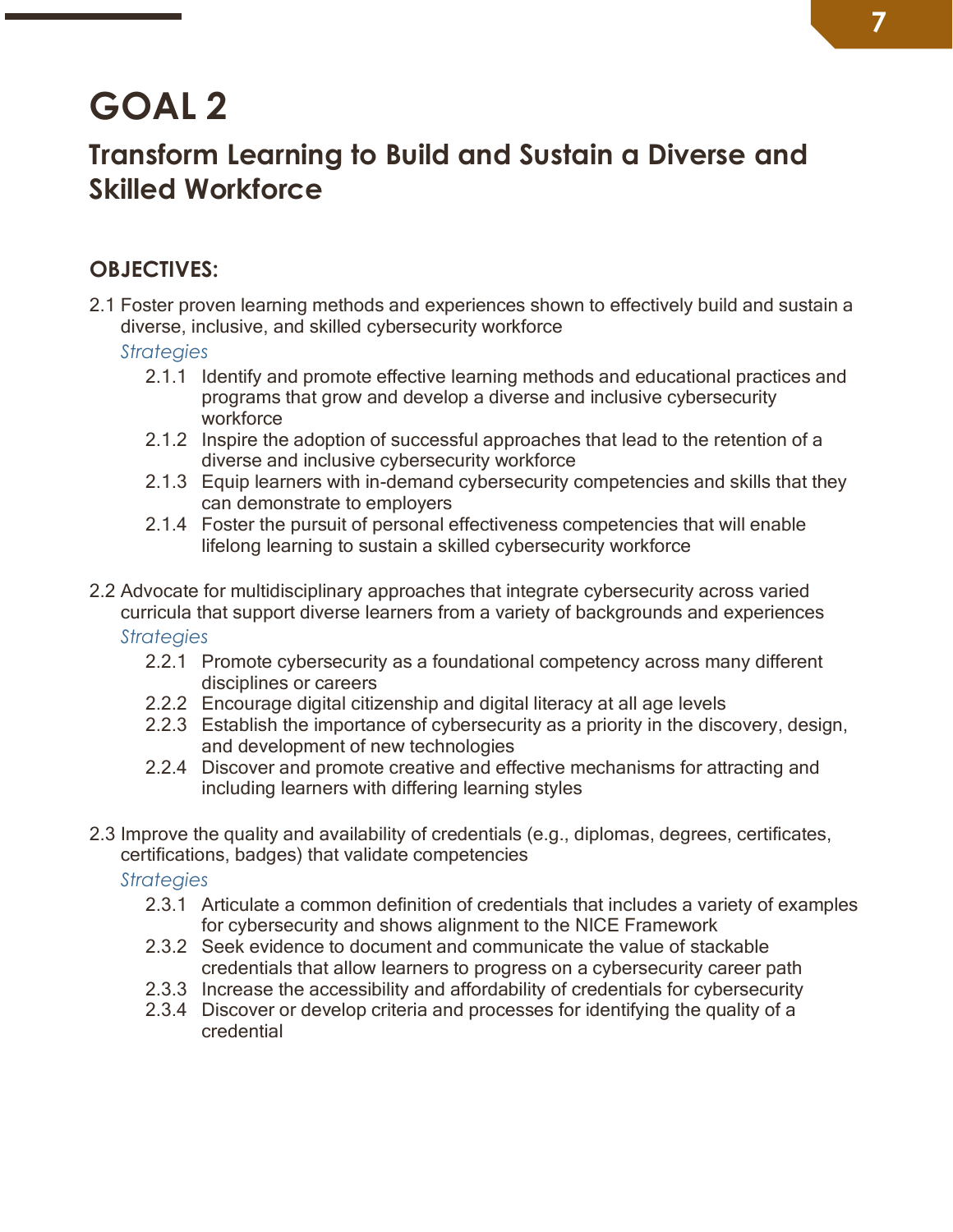# GOAL 2

## Transform Learning to Build and Sustain a Diverse and Skilled Workforce

### OBJECTIVES:

2.1 Foster proven learning methods and experiences shown to effectively build and sustain a diverse, inclusive, and skilled cybersecurity workforce

*Strategies*

- 2.1.1 Identify and promote effective learning methods and educational practices and programs that grow and develop a diverse and inclusive cybersecurity workforce
- 2.1.2 Inspire the adoption of successful approaches that lead to the retention of a diverse and inclusive cybersecurity workforce
- 2.1.3 Equip learners with in-demand cybersecurity competencies and skills that they can demonstrate to employers
- 2.1.4 Foster the pursuit of personal effectiveness competencies that will enable lifelong learning to sustain a skilled cybersecurity workforce

2.2 Advocate for multidisciplinary approaches that integrate cybersecurity across varied curricula that support diverse learners from a variety of backgrounds and experiences

*Strategies*

- 2.2.1 Promote cybersecurity as a foundational competency across many different disciplines or careers
- 2.2.2 Encourage digital citizenship and digital literacy at all age levels
- 2.2.3 Establish the importance of cybersecurity as a priority in the discovery, design, and development of new technologies
- 2.2.4 Discover and promote creative and effective mechanisms for attracting and including learners with differing learning styles

2.3 Improve the quality and availability of credentials (e.g., diplomas, degrees, certificates, certifications, badges) that validate competencies

*Strategies*

- 2.3.1 Articulate a common definition of credentials that includes a variety of examples for cybersecurity and shows alignment to the NICE Framework
- 2.3.2 Seek evidence to document and communicate the value of stackable credentials that allow learners to progress on a cybersecurity career path
- 2.3.3 Increase the accessibility and affordability of credentials for cybersecurity
- 2.3.4 Discover or develop criteria and processes for identifying the quality of a credential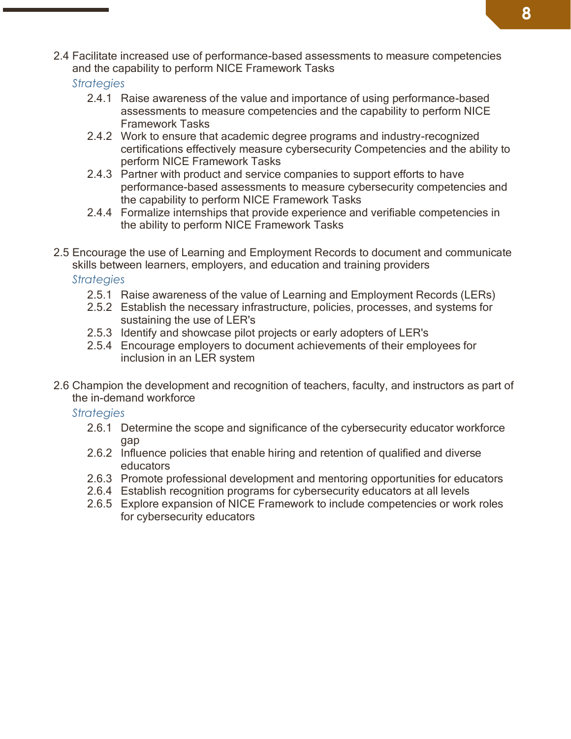2.4 Facilitate increased use of performance-based assessments to measure competencies and the capability to perform NICE Framework Tasks

*Strategies*

- 2.4.1 Raise awareness of the value and importance of using performance-based assessments to measure competencies and the capability to perform NICE Framework Tasks
- 2.4.2 Work to ensure that academic degree programs and industry-recognized certifications effectively measure cybersecurity Competencies and the ability to perform NICE Framework Tasks
- 2.4.3 Partner with product and service companies to support efforts to have performance-based assessments to measure cybersecurity competencies and the capability to perform NICE Framework Tasks
- 2.4.4 Formalize internships that provide experience and verifiable competencies in the ability to perform NICE Framework Tasks

2.5 Encourage the use of Learning and Employment Records to document and communicate skills between learners, employers, and education and training providers

*Strategies*

- 2.5.1 Raise awareness of the value of Learning and Employment Records (LERs)
- 2.5.2 Establish the necessary infrastructure, policies, processes, and systems for sustaining the use of LER's
- 2.5.3 Identify and showcase pilot projects or early adopters of LER's
- 2.5.4 Encourage employers to document achievements of their employees for inclusion in an LER system

2.6 Champion the development and recognition of teachers, faculty, and instructors as part of the in-demand workforce

*Strategies*

- 2.6.1 Determine the scope and significance of the cybersecurity educator workforce gap
- 2.6.2 Influence policies that enable hiring and retention of qualified and diverse educators
- 2.6.3 Promote professional development and mentoring opportunities for educators
- 2.6.4 Establish recognition programs for cybersecurity educators at all levels
- 2.6.5 Explore expansion of NICE Framework to include competencies or work roles for cybersecurity educators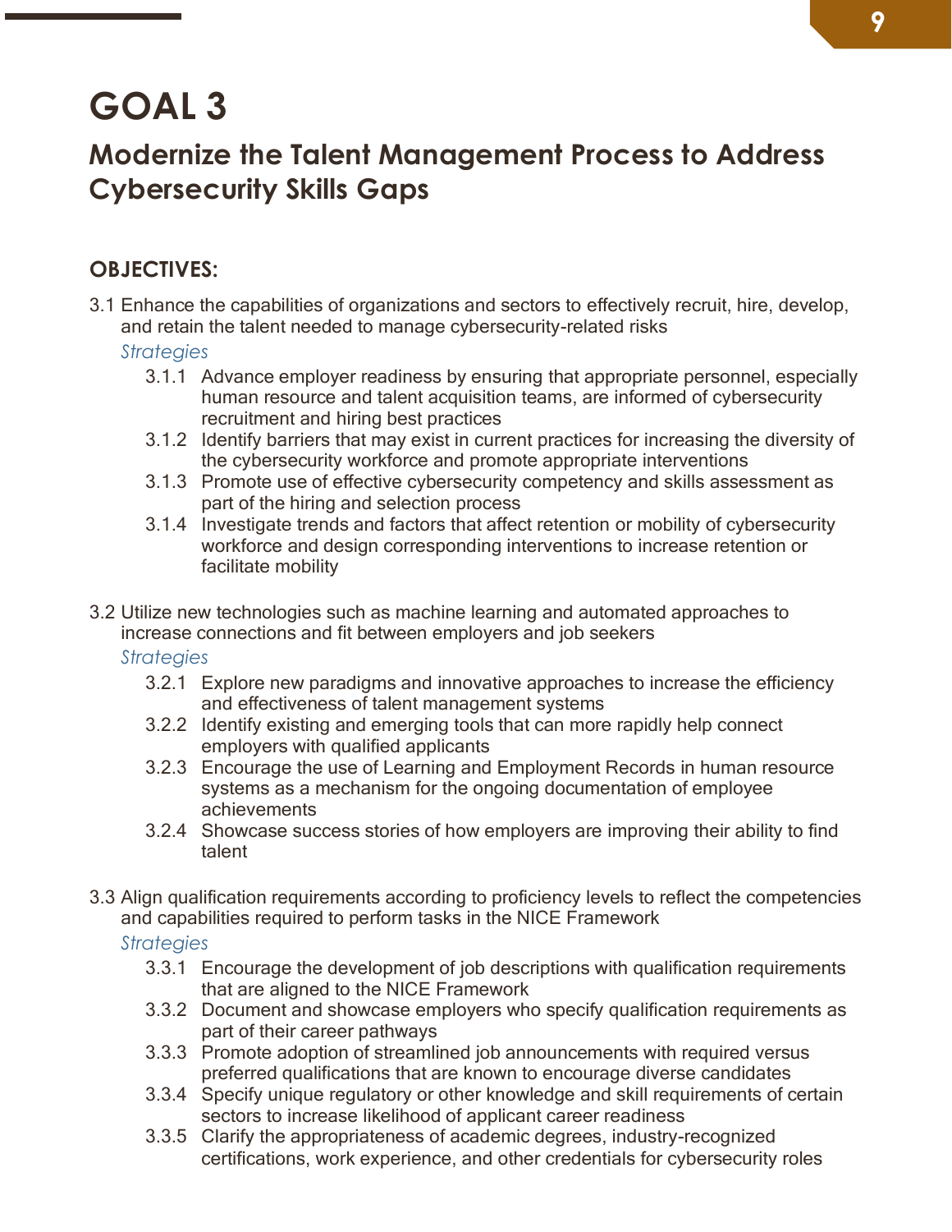# GOAL 3

## Modernize the Talent Management Process to Address Cybersecurity Skills Gaps

### OBJECTIVES:

3.1 Enhance the capabilities of organizations and sectors to effectively recruit, hire, develop, and retain the talent needed to manage cybersecurity-related risks

*Strategies*

- 3.1.1 Advance employer readiness by ensuring that appropriate personnel, especially human resource and talent acquisition teams, are informed of cybersecurity recruitment and hiring best practices
- 3.1.2 Identify barriers that may exist in current practices for increasing the diversity of the cybersecurity workforce and promote appropriate interventions
- 3.1.3 Promote use of effective cybersecurity competency and skills assessment as part of the hiring and selection process
- 3.1.4 Investigate trends and factors that affect retention or mobility of cybersecurity workforce and design corresponding interventions to increase retention or facilitate mobility

3.2 Utilize new technologies such as machine learning and automated approaches to increase connections and fit between employers and job seekers

*Strategies*

- 3.2.1 Explore new paradigms and innovative approaches to increase the efficiency and effectiveness of talent management systems
- 3.2.2 Identify existing and emerging tools that can more rapidly help connect employers with qualified applicants
- 3.2.3 Encourage the use of Learning and Employment Records in human resource systems as a mechanism for the ongoing documentation of employee achievements
- 3.2.4 Showcase success stories of how employers are improving their ability to find talent

3.3 Align qualification requirements according to proficiency levels to reflect the competencies and capabilities required to perform tasks in the NICE Framework

*Strategies*

- 3.3.1 Encourage the development of job descriptions with qualification requirements that are aligned to the NICE Framework
- 3.3.2 Document and showcase employers who specify qualification requirements as part of their career pathways
- 3.3.3 Promote adoption of streamlined job announcements with required versus preferred qualifications that are known to encourage diverse candidates
- 3.3.4 Specify unique regulatory or other knowledge and skill requirements of certain sectors to increase likelihood of applicant career readiness
- 3.3.5 Clarify the appropriateness of academic degrees, industry-recognized certifications, work experience, and other credentials for cybersecurity roles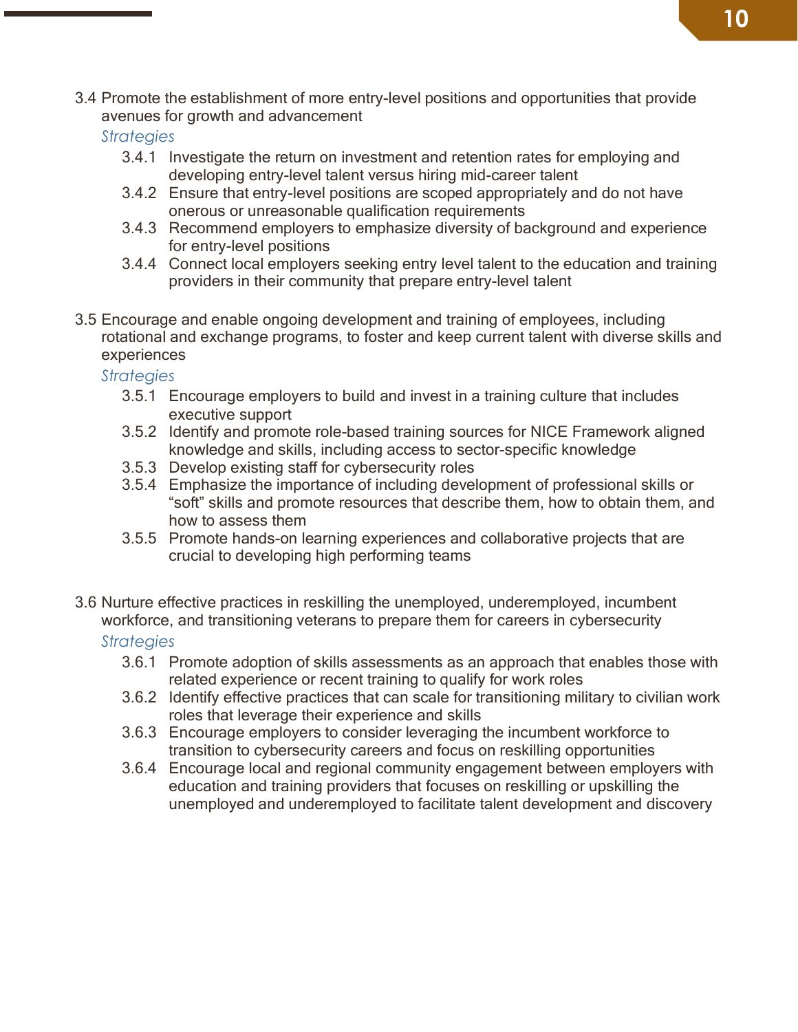3.4 Promote the establishment of more entry-level positions and opportunities that provide avenues for growth and advancement

*Strategies*

- 3.4.1 Investigate the return on investment and retention rates for employing and developing entry-level talent versus hiring mid-career talent
- 3.4.2 Ensure that entry-level positions are scoped appropriately and do not have onerous or unreasonable qualification requirements
- 3.4.3 Recommend employers to emphasize diversity of background and experience for entry-level positions
- 3.4.4 Connect local employers seeking entry level talent to the education and training providers in their community that prepare entry-level talent

3.5 Encourage and enable ongoing development and training of employees, including rotational and exchange programs, to foster and keep current talent with diverse skills and experiences

*Strategies*

- 3.5.1 Encourage employers to build and invest in a training culture that includes executive support
- 3.5.2 Identify and promote role-based training sources for NICE Framework aligned knowledge and skills, including access to sector-specific knowledge
- 3.5.3 Develop existing staff for cybersecurity roles
- 3.5.4 Emphasize the importance of including development of professional skills or "soft" skills and promote resources that describe them, how to obtain them, and how to assess them
- 3.5.5 Promote hands-on learning experiences and collaborative projects that are crucial to developing high performing teams

3.6 Nurture effective practices in reskilling the unemployed, underemployed, incumbent workforce, and transitioning veterans to prepare them for careers in cybersecurity

*Strategies*

- 3.6.1 Promote adoption of skills assessments as an approach that enables those with related experience or recent training to qualify for work roles
- 3.6.2 Identify effective practices that can scale for transitioning military to civilian work roles that leverage their experience and skills
- 3.6.3 Encourage employers to consider leveraging the incumbent workforce to transition to cybersecurity careers and focus on reskilling opportunities
- 3.6.4 Encourage local and regional community engagement between employers with education and training providers that focuses on reskilling or upskilling the unemployed and underemployed to facilitate talent development and discovery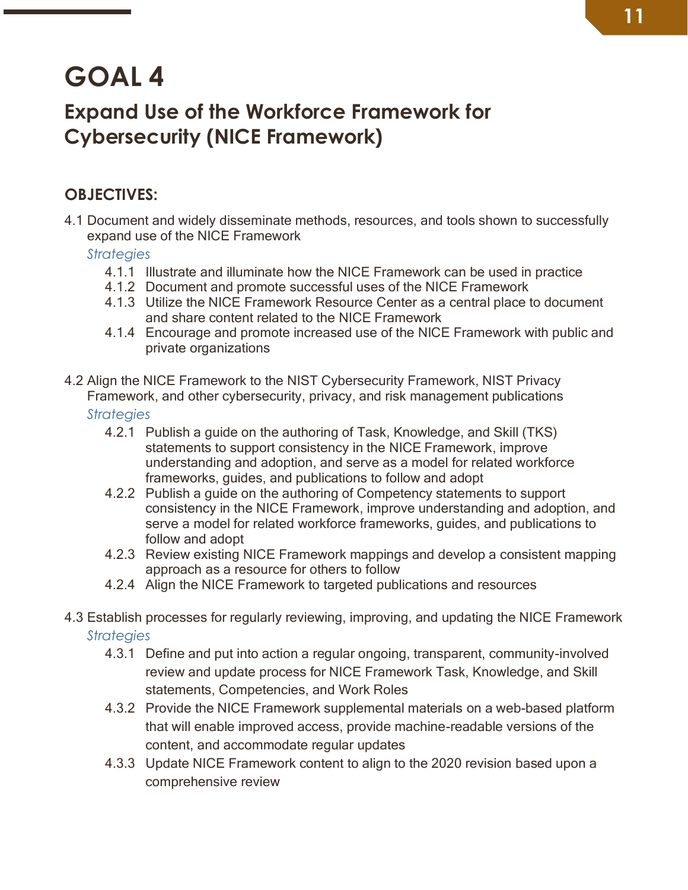# GOAL 4

## Expand Use of the Workforce Framework for Cybersecurity (NICE Framework)

### OBJECTIVES:

4.1 Document and widely disseminate methods, resources, and tools shown to successfully expand use of the NICE Framework

*Strategies*

- 4.1.1 Illustrate and illuminate how the NICE Framework can be used in practice
- 4.1.2 Document and promote successful uses of the NICE Framework
- 4.1.3 Utilize the NICE Framework Resource Center as a central place to document and share content related to the NICE Framework
- 4.1.4 Encourage and promote increased use of the NICE Framework with public and private organizations

4.2 Align the NICE Framework to the NIST Cybersecurity Framework, NIST Privacy Framework, and other cybersecurity, privacy, and risk management publications

*Strategies*

- 4.2.1 Publish a guide on the authoring of Task, Knowledge, and Skill (TKS) statements to support consistency in the NICE Framework, improve understanding and adoption, and serve as a model for related workforce frameworks, guides, and publications to follow and adopt
- 4.2.2 Publish a guide on the authoring of Competency statements to support consistency in the NICE Framework, improve understanding and adoption, and serve a model for related workforce frameworks, guides, and publications to follow and adopt
- 4.2.3 Review existing NICE Framework mappings and develop a consistent mapping approach as a resource for others to follow
- 4.2.4 Align the NICE Framework to targeted publications and resources

4.3 Establish processes for regularly reviewing, improving, and updating the NICE Framework

*Strategies*

- 4.3.1 Define and put into action a regular ongoing, transparent, community-involved review and update process for NICE Framework Task, Knowledge, and Skill statements, Competencies, and Work Roles
- 4.3.2 Provide the NICE Framework supplemental materials on a web-based platform that will enable improved access, provide machine-readable versions of the content, and accommodate regular updates
- 4.3.3 Update NICE Framework content to align to the 2020 revision based upon a comprehensive review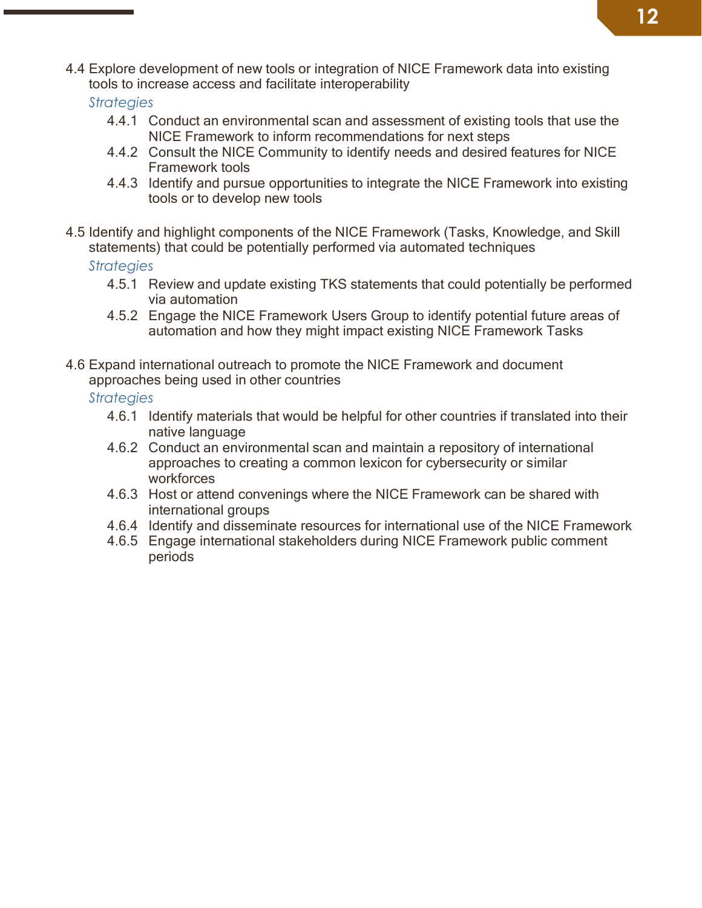4.4 Explore development of new tools or integration of NICE Framework data into existing tools to increase access and facilitate interoperability

*Strategies*

- 4.4.1 Conduct an environmental scan and assessment of existing tools that use the NICE Framework to inform recommendations for next steps
- 4.4.2 Consult the NICE Community to identify needs and desired features for NICE Framework tools
- 4.4.3 Identify and pursue opportunities to integrate the NICE Framework into existing tools or to develop new tools

4.5 Identify and highlight components of the NICE Framework (Tasks, Knowledge, and Skill statements) that could be potentially performed via automated techniques

*Strategies*

- 4.5.1 Review and update existing TKS statements that could potentially be performed via automation
- 4.5.2 Engage the NICE Framework Users Group to identify potential future areas of automation and how they might impact existing NICE Framework Tasks

4.6 Expand international outreach to promote the NICE Framework and document approaches being used in other countries

*Strategies*

- 4.6.1 Identify materials that would be helpful for other countries if translated into their native language
- 4.6.2 Conduct an environmental scan and maintain a repository of international approaches to creating a common lexicon for cybersecurity or similar workforces
- 4.6.3 Host or attend convenings where the NICE Framework can be shared with international groups
- 4.6.4 Identify and disseminate resources for international use of the NICE Framework
- 4.6.5 Engage international stakeholders during NICE Framework public comment periods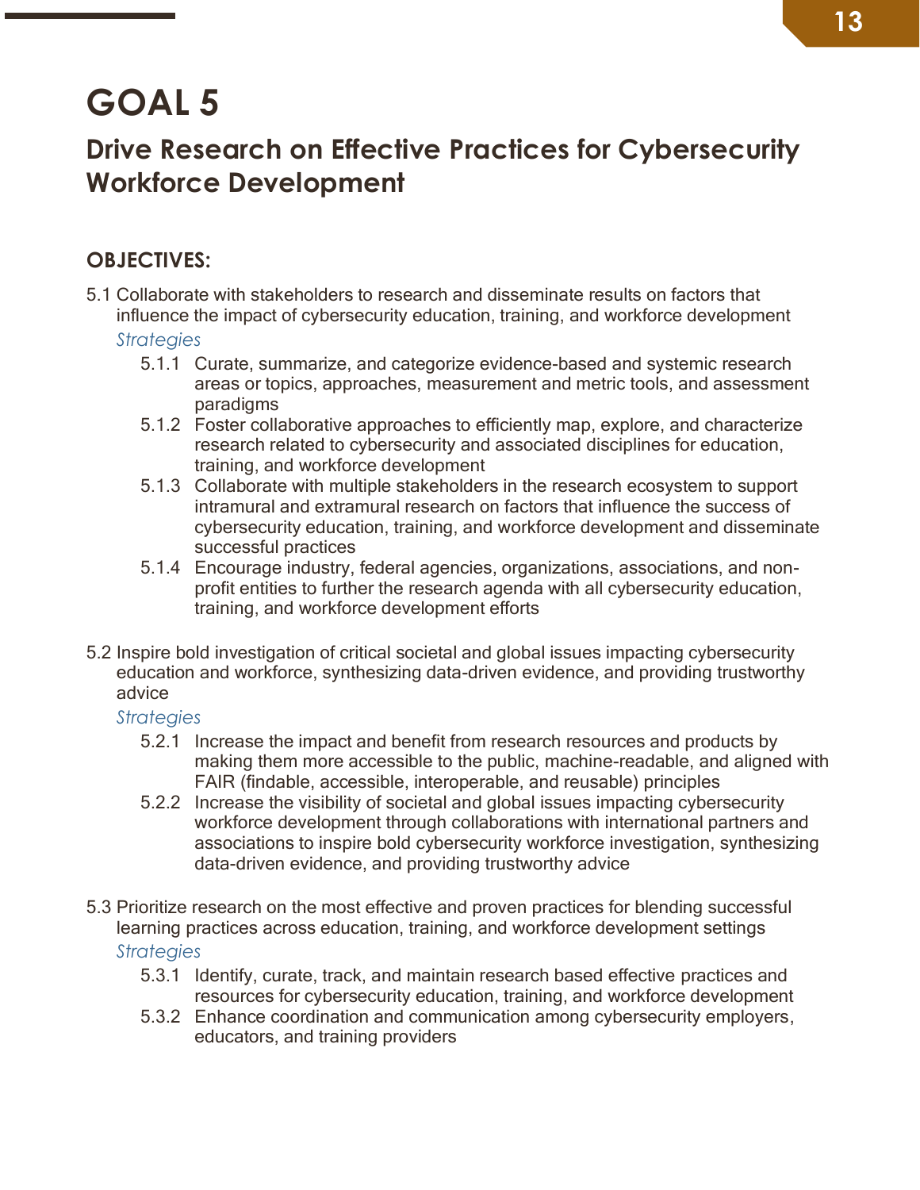# GOAL 5

## Drive Research on Effective Practices for Cybersecurity Workforce Development

### OBJECTIVES:

5.1 Collaborate with stakeholders to research and disseminate results on factors that influence the impact of cybersecurity education, training, and workforce development

*Strategies*

- 5.1.1 Curate, summarize, and categorize evidence-based and systemic research areas or topics, approaches, measurement and metric tools, and assessment paradigms
- 5.1.2 Foster collaborative approaches to efficiently map, explore, and characterize research related to cybersecurity and associated disciplines for education, training, and workforce development
- 5.1.3 Collaborate with multiple stakeholders in the research ecosystem to support intramural and extramural research on factors that influence the success of cybersecurity education, training, and workforce development and disseminate successful practices
- 5.1.4 Encourage industry, federal agencies, organizations, associations, and non-profit entities to further the research agenda with all cybersecurity education, training, and workforce development efforts

5.2 Inspire bold investigation of critical societal and global issues impacting cybersecurity education and workforce, synthesizing data-driven evidence, and providing trustworthy advice

*Strategies*

- 5.2.1 Increase the impact and benefit from research resources and products by making them more accessible to the public, machine-readable, and aligned with FAIR (findable, accessible, interoperable, and reusable) principles
- 5.2.2 Increase the visibility of societal and global issues impacting cybersecurity workforce development through collaborations with international partners and associations to inspire bold cybersecurity workforce investigation, synthesizing data-driven evidence, and providing trustworthy advice

5.3 Prioritize research on the most effective and proven practices for blending successful learning practices across education, training, and workforce development settings

*Strategies*

- 5.3.1 Identify, curate, track, and maintain research based effective practices and resources for cybersecurity education, training, and workforce development
- 5.3.2 Enhance coordination and communication among cybersecurity employers, educators, and training providers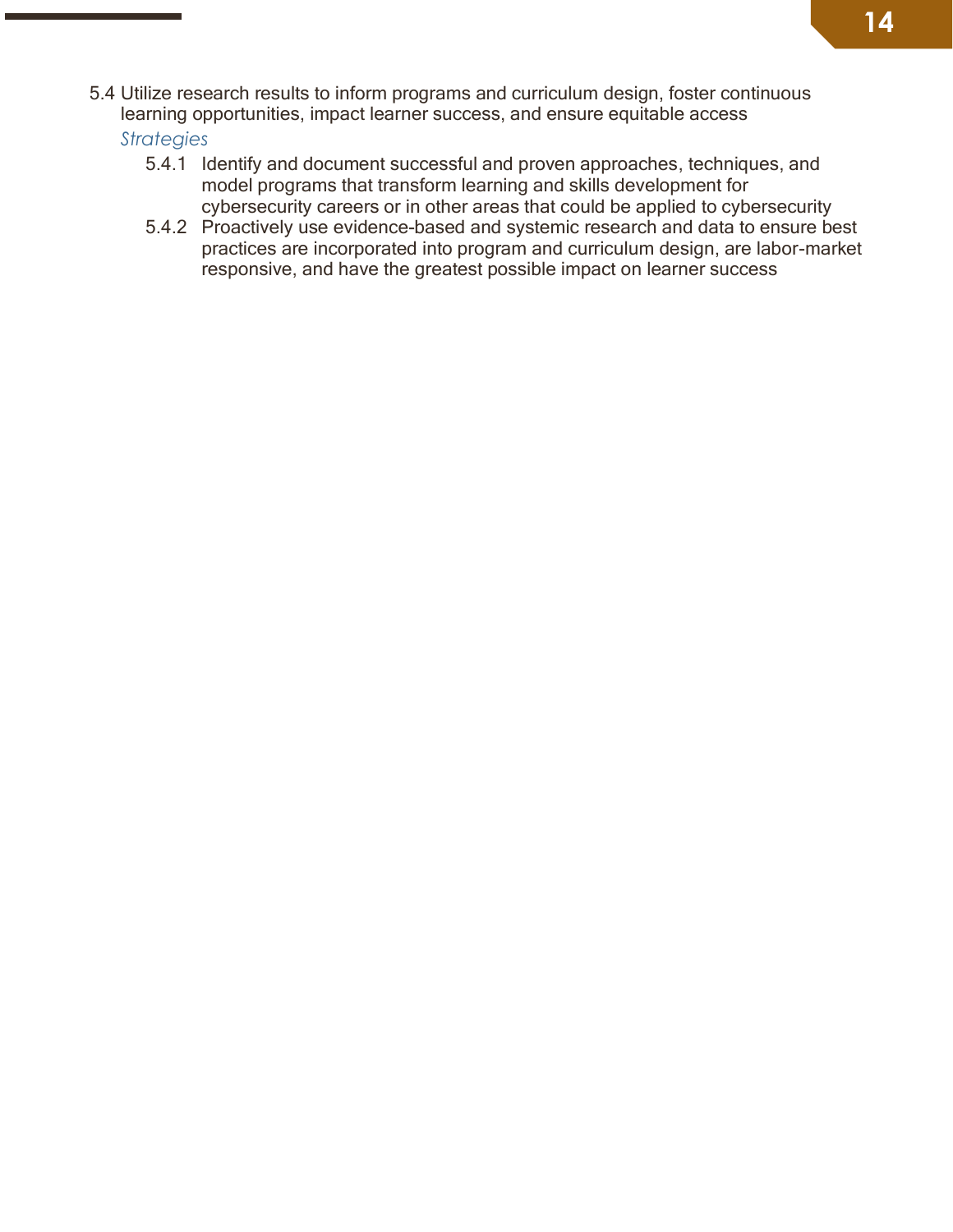5.4 Utilize research results to inform programs and curriculum design, foster continuous learning opportunities, impact learner success, and ensure equitable access

*Strategies*

- 5.4.1 Identify and document successful and proven approaches, techniques, and model programs that transform learning and skills development for cybersecurity careers or in other areas that could be applied to cybersecurity
- 5.4.2 Proactively use evidence-based and systemic research and data to ensure best practices are incorporated into program and curriculum design, are labor-market responsive, and have the greatest possible impact on learner success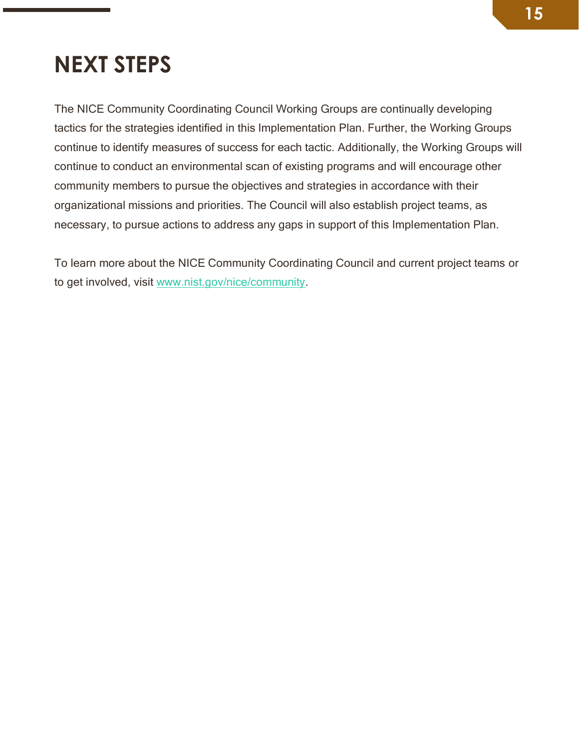# NEXT STEPS

The NICE Community Coordinating Council Working Groups are continually developing tactics for the strategies identified in this Implementation Plan. Further, the Working Groups continue to identify measures of success for each tactic. Additionally, the Working Groups will continue to conduct an environmental scan of existing programs and will encourage other community members to pursue the objectives and strategies in accordance with their organizational missions and priorities. The Council will also establish project teams, as necessary, to pursue actions to address any gaps in support of this Implementation Plan.

To learn more about the NICE Community Coordinating Council and current project teams or to get involved, visit [www.nist.gov/nice/community](http://www.nist.gov/nice/community).